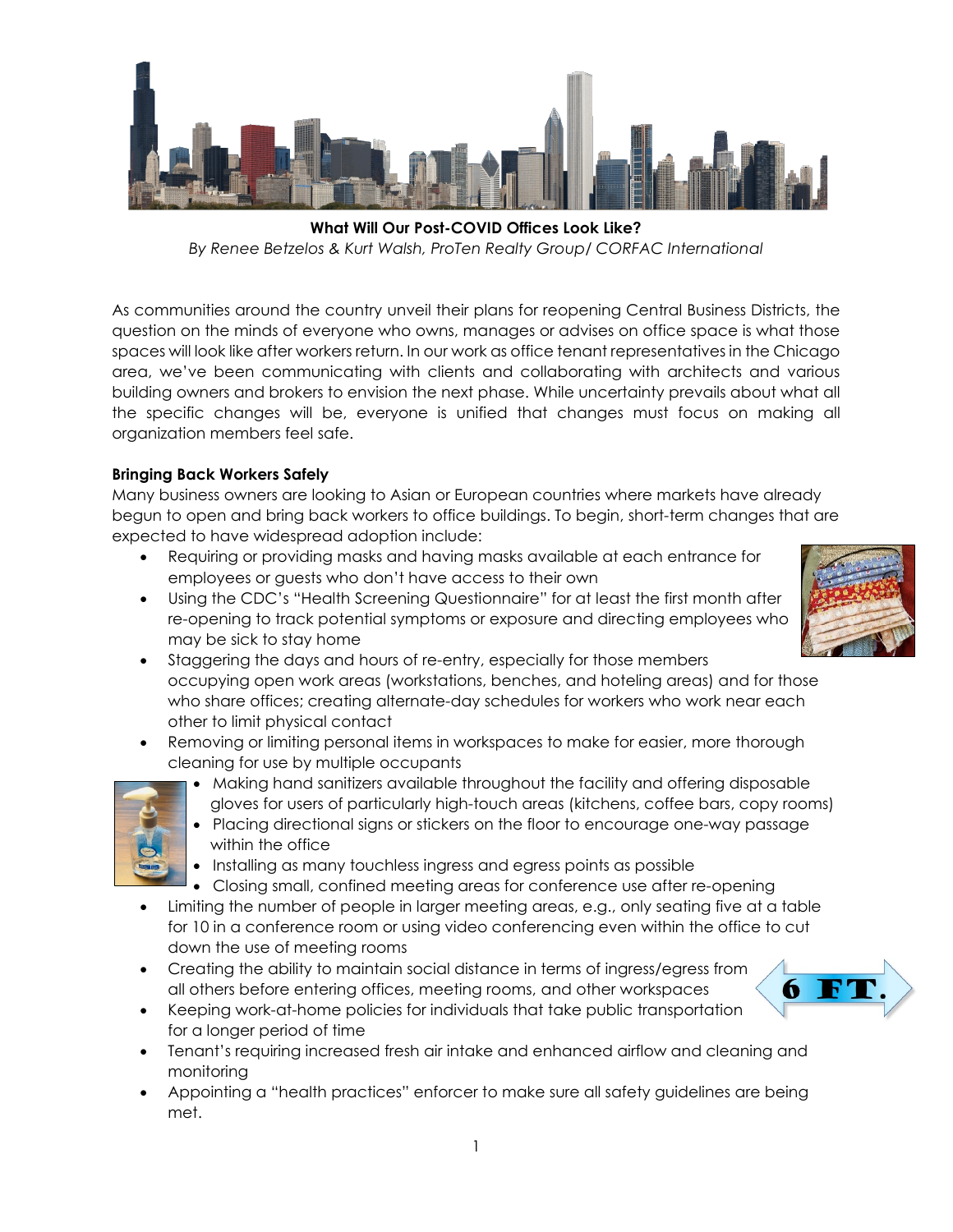**What Will Our Post-COVID Offices Look Like?**

*By Renee Betzelos & Kurt Walsh, ProTen Realty Group/ CORFAC International*

As communities around the country unveil their plans for reopening Central Business Districts, the question on the minds of everyone who owns, manages or advises on office space is what those spaces will look like after workers return. In our work as office tenant representatives in the Chicago area, we've been communicating with clients and collaborating with architects and various building owners and brokers to envision the next phase. While uncertainty prevails about what all the specific changes will be, everyone is unified that changes must focus on making all organization members feel safe.

**Bringing Back Workers Safely**

Many business owners are looking to Asian or European countries where markets have already begun to open and bring back workers to office buildings. To begin, short-term changes that are expected to have widespread adoption include:

- Requiring or providing masks and having masks available at each entrance for employees or guests who don't have access to their own
- Using the CDC's "Health Screening Questionnaire" for at least the first month after re-opening to track potential symptoms or exposure and directing employees who may be sick to stay home
- Staggering the days and hours of re-entry, especially for those members occupying open work areas (workstations, benches, and hoteling areas) and for those who share offices; creating alternate-day schedules for workers who work near each other to limit physical contact
- Removing or limiting personal items in workspaces to make for easier, more thorough cleaning for use by multiple occupants
- Making hand sanitizers available throughout the facility and offering disposable gloves for users of particularly high-touch areas (kitchens, coffee bars, copy rooms)
- Placing directional signs or stickers on the floor to encourage one-way passage within the office
- Installing as many touchless ingress and egress points as possible
- Closing small, confined meeting areas for conference use after re-opening
- Limiting the number of people in larger meeting areas, e.g., only seating five at a table for 10 in a conference room or using video conferencing even within the office to cut down the use of meeting rooms
- Creating the ability to maintain social distance in terms of ingress/egress from all others before entering offices, meeting rooms, and other workspaces
- Keeping work-at-home policies for individuals that take public transportation for a longer period of time
- Tenant's requiring increased fresh air intake and enhanced airflow and cleaning and monitoring
- Appointing a "health practices" enforcer to make sure all safety guidelines are being met.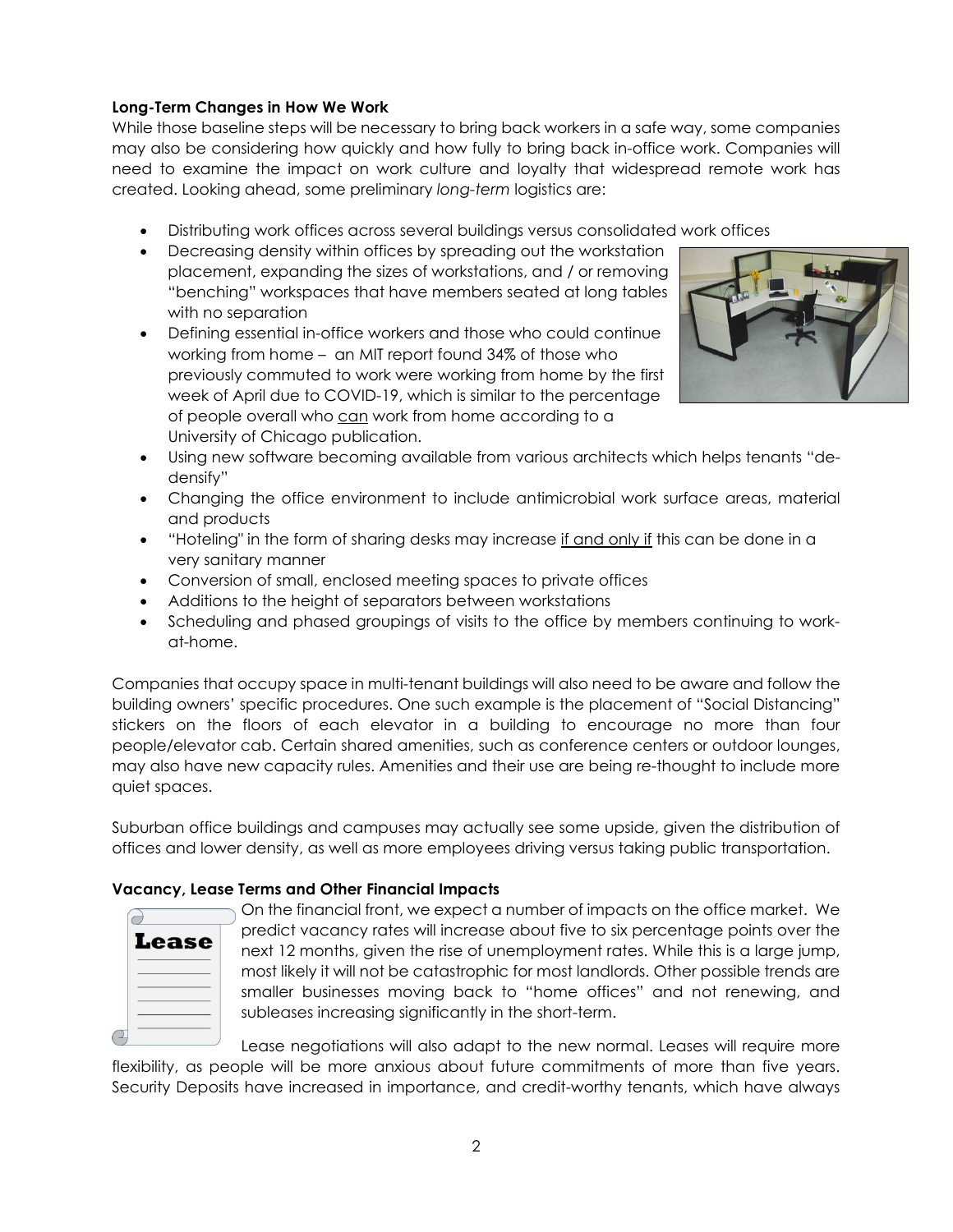**Long-Term Changes in How We Work**

While those baseline steps will be necessary to bring back workers in a safe way, some companies may also be considering how quickly and how fully to bring back in-office work. Companies will need to examine the impact on work culture and loyalty that widespread remote work has created. Looking ahead, some preliminary *long-term* logistics are:

- Distributing work offices across several buildings versus consolidated work offices
- Decreasing density within offices by spreading out the workstation placement, expanding the sizes of workstations, and / or removing "benching" workspaces that have members seated at long tables with no separation
- Defining essential in-office workers and those who could continue working from home – an MIT report found 34% of those who previously commuted to work were working from home by the first week of April due to COVID-19, which is similar to the percentage of people overall who can work from home according to a University of Chicago publication.
- Using new software becoming available from various architects which helps tenants "de-densify"
- Changing the office environment to include antimicrobial work surface areas, material and products
- "Hoteling" in the form of sharing desks may increase if and only if this can be done in a very sanitary manner
- Conversion of small, enclosed meeting spaces to private offices
- Additions to the height of separators between workstations
- Scheduling and phased groupings of visits to the office by members continuing to work-at-home.

Companies that occupy space in multi-tenant buildings will also need to be aware and follow the building owners' specific procedures. One such example is the placement of "Social Distancing" stickers on the floors of each elevator in a building to encourage no more than four people/elevator cab. Certain shared amenities, such as conference centers or outdoor lounges, may also have new capacity rules. Amenities and their use are being re-thought to include more quiet spaces.

Suburban office buildings and campuses may actually see some upside, given the distribution of offices and lower density, as well as more employees driving versus taking public transportation.

**Vacancy, Lease Terms and Other Financial Impacts**

On the financial front, we expect a number of impacts on the office market. We predict vacancy rates will increase about five to six percentage points over the next 12 months, given the rise of unemployment rates. While this is a large jump, most likely it will not be catastrophic for most landlords. Other possible trends are smaller businesses moving back to "home offices" and not renewing, and subleases increasing significantly in the short-term.

Lease negotiations will also adapt to the new normal. Leases will require more flexibility, as people will be more anxious about future commitments of more than five years. Security Deposits have increased in importance, and credit-worthy tenants, which have always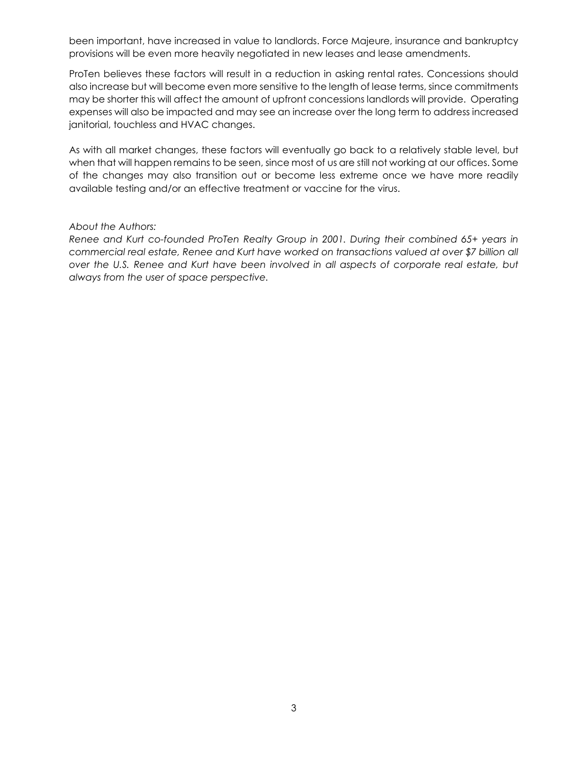been important, have increased in value to landlords. Force Majeure, insurance and bankruptcy provisions will be even more heavily negotiated in new leases and lease amendments.

ProTen believes these factors will result in a reduction in asking rental rates. Concessions should also increase but will become even more sensitive to the length of lease terms, since commitments may be shorter this will affect the amount of upfront concessions landlords will provide. Operating expenses will also be impacted and may see an increase over the long term to address increased janitorial, touchless and HVAC changes.

As with all market changes, these factors will eventually go back to a relatively stable level, but when that will happen remains to be seen, since most of us are still not working at our offices. Some of the changes may also transition out or become less extreme once we have more readily available testing and/or an effective treatment or vaccine for the virus.

*About the Authors:*

*Renee and Kurt co-founded ProTen Realty Group in 2001. During their combined 65+ years in commercial real estate, Renee and Kurt have worked on transactions valued at over $7 billion all over the U.S. Renee and Kurt have been involved in all aspects of corporate real estate, but always from the user of space perspective.*